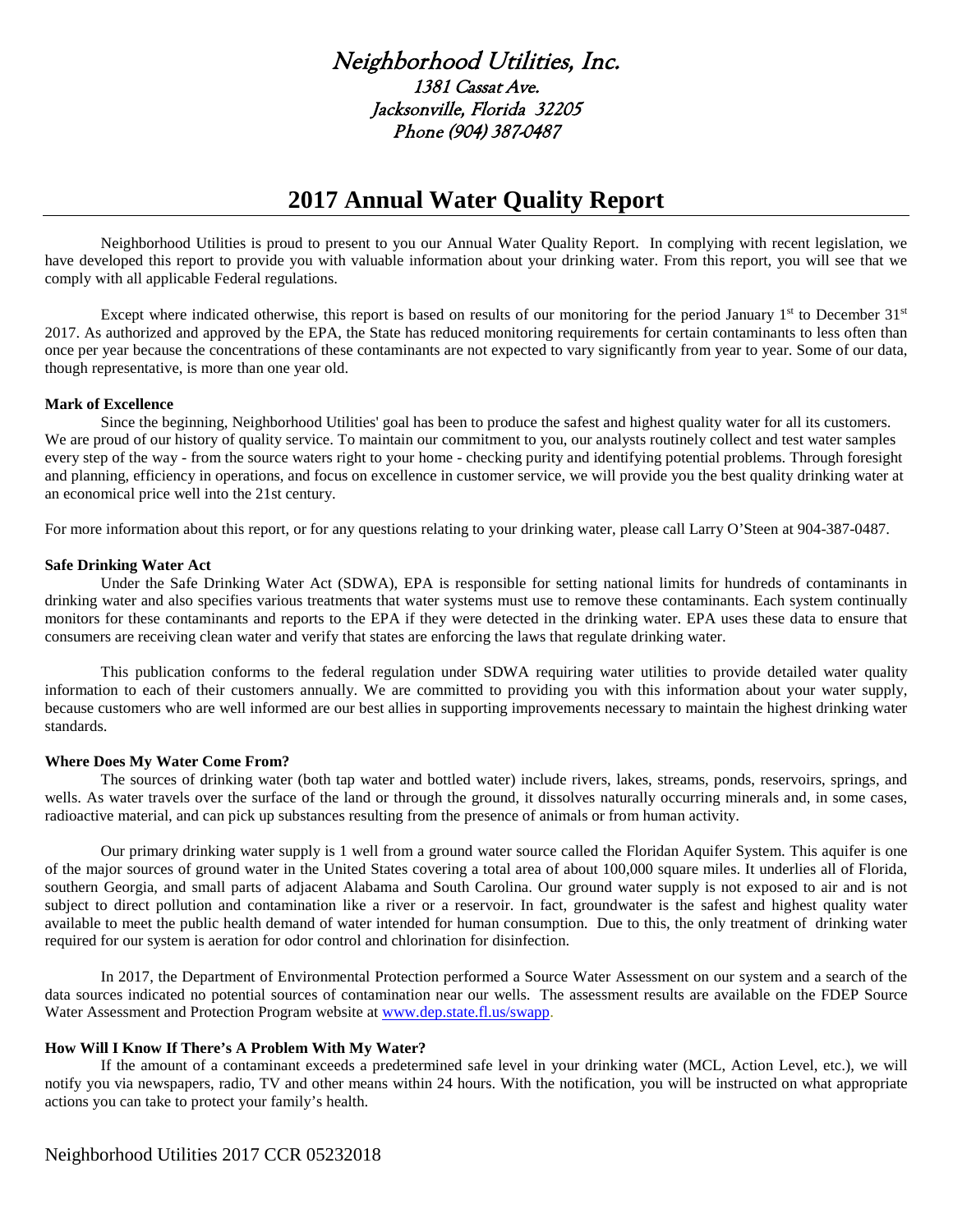# Neighborhood Utilities, Inc.

1381 Cassat Ave.
Jacksonville, Florida 32205
Phone (904) 387-0487

## 2017 Annual Water Quality Report

Neighborhood Utilities is proud to present to you our Annual Water Quality Report. In complying with recent legislation, we have developed this report to provide you with valuable information about your drinking water. From this report, you will see that we comply with all applicable Federal regulations.

Except where indicated otherwise, this report is based on results of our monitoring for the period January 1st to December 31st 2017. As authorized and approved by the EPA, the State has reduced monitoring requirements for certain contaminants to less often than once per year because the concentrations of these contaminants are not expected to vary significantly from year to year. Some of our data, though representative, is more than one year old.

**Mark of Excellence**

Since the beginning, Neighborhood Utilities' goal has been to produce the safest and highest quality water for all its customers. We are proud of our history of quality service. To maintain our commitment to you, our analysts routinely collect and test water samples every step of the way - from the source waters right to your home - checking purity and identifying potential problems. Through foresight and planning, efficiency in operations, and focus on excellence in customer service, we will provide you the best quality drinking water at an economical price well into the 21st century.

For more information about this report, or for any questions relating to your drinking water, please call Larry O'Steen at 904-387-0487.

**Safe Drinking Water Act**

Under the Safe Drinking Water Act (SDWA), EPA is responsible for setting national limits for hundreds of contaminants in drinking water and also specifies various treatments that water systems must use to remove these contaminants. Each system continually monitors for these contaminants and reports to the EPA if they were detected in the drinking water. EPA uses these data to ensure that consumers are receiving clean water and verify that states are enforcing the laws that regulate drinking water.

This publication conforms to the federal regulation under SDWA requiring water utilities to provide detailed water quality information to each of their customers annually. We are committed to providing you with this information about your water supply, because customers who are well informed are our best allies in supporting improvements necessary to maintain the highest drinking water standards.

**Where Does My Water Come From?**

The sources of drinking water (both tap water and bottled water) include rivers, lakes, streams, ponds, reservoirs, springs, and wells. As water travels over the surface of the land or through the ground, it dissolves naturally occurring minerals and, in some cases, radioactive material, and can pick up substances resulting from the presence of animals or from human activity.

Our primary drinking water supply is 1 well from a ground water source called the Floridan Aquifer System. This aquifer is one of the major sources of ground water in the United States covering a total area of about 100,000 square miles. It underlies all of Florida, southern Georgia, and small parts of adjacent Alabama and South Carolina. Our ground water supply is not exposed to air and is not subject to direct pollution and contamination like a river or a reservoir. In fact, groundwater is the safest and highest quality water available to meet the public health demand of water intended for human consumption. Due to this, the only treatment of drinking water required for our system is aeration for odor control and chlorination for disinfection.

In 2017, the Department of Environmental Protection performed a Source Water Assessment on our system and a search of the data sources indicated no potential sources of contamination near our wells. The assessment results are available on the FDEP Source Water Assessment and Protection Program website at www.dep.state.fl.us/swapp.

**How Will I Know If There's A Problem With My Water?**

If the amount of a contaminant exceeds a predetermined safe level in your drinking water (MCL, Action Level, etc.), we will notify you via newspapers, radio, TV and other means within 24 hours. With the notification, you will be instructed on what appropriate actions you can take to protect your family's health.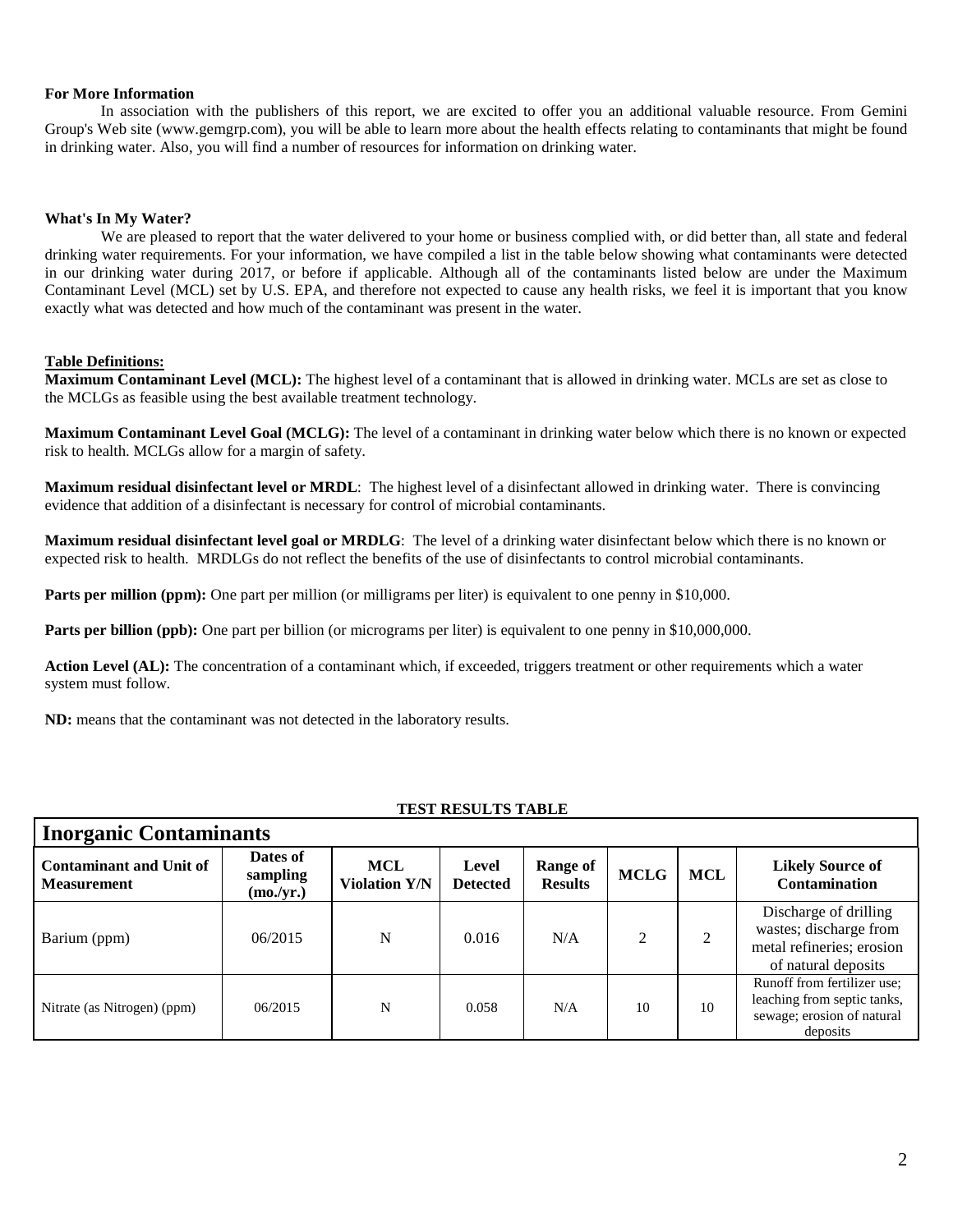### For More Information

In association with the publishers of this report, we are excited to offer you an additional valuable resource. From Gemini Group's Web site (www.gemgrp.com), you will be able to learn more about the health effects relating to contaminants that might be found in drinking water. Also, you will find a number of resources for information on drinking water.

### What's In My Water?

We are pleased to report that the water delivered to your home or business complied with, or did better than, all state and federal drinking water requirements. For your information, we have compiled a list in the table below showing what contaminants were detected in our drinking water during 2017, or before if applicable. Although all of the contaminants listed below are under the Maximum Contaminant Level (MCL) set by U.S. EPA, and therefore not expected to cause any health risks, we feel it is important that you know exactly what was detected and how much of the contaminant was present in the water.

### Table Definitions:

**Maximum Contaminant Level (MCL):** The highest level of a contaminant that is allowed in drinking water. MCLs are set as close to the MCLGs as feasible using the best available treatment technology.

**Maximum Contaminant Level Goal (MCLG):** The level of a contaminant in drinking water below which there is no known or expected risk to health. MCLGs allow for a margin of safety.

**Maximum residual disinfectant level or MRDL**: The highest level of a disinfectant allowed in drinking water. There is convincing evidence that addition of a disinfectant is necessary for control of microbial contaminants.

**Maximum residual disinfectant level goal or MRDLG**: The level of a drinking water disinfectant below which there is no known or expected risk to health. MRDLGs do not reflect the benefits of the use of disinfectants to control microbial contaminants.

**Parts per million (ppm):** One part per million (or milligrams per liter) is equivalent to one penny in $10,000.

**Parts per billion (ppb):** One part per billion (or micrograms per liter) is equivalent to one penny in $10,000,000.

**Action Level (AL):** The concentration of a contaminant which, if exceeded, triggers treatment or other requirements which a water system must follow.

**ND:** means that the contaminant was not detected in the laboratory results.

**TEST RESULTS TABLE**

**Inorganic Contaminants**

| Contaminant and Unit of Measurement | Dates of sampling (mo./yr.) | MCL Violation Y/N | Level Detected | Range of Results | MCLG | MCL | Likely Source of Contamination |
|---|---|---|---|---|---|---|---|
| Barium (ppm) | 06/2015 | N | 0.016 | N/A | 2 | 2 | Discharge of drilling wastes; discharge from metal refineries; erosion of natural deposits |
| Nitrate (as Nitrogen) (ppm) | 06/2015 | N | 0.058 | N/A | 10 | 10 | Runoff from fertilizer use; leaching from septic tanks, sewage; erosion of natural deposits |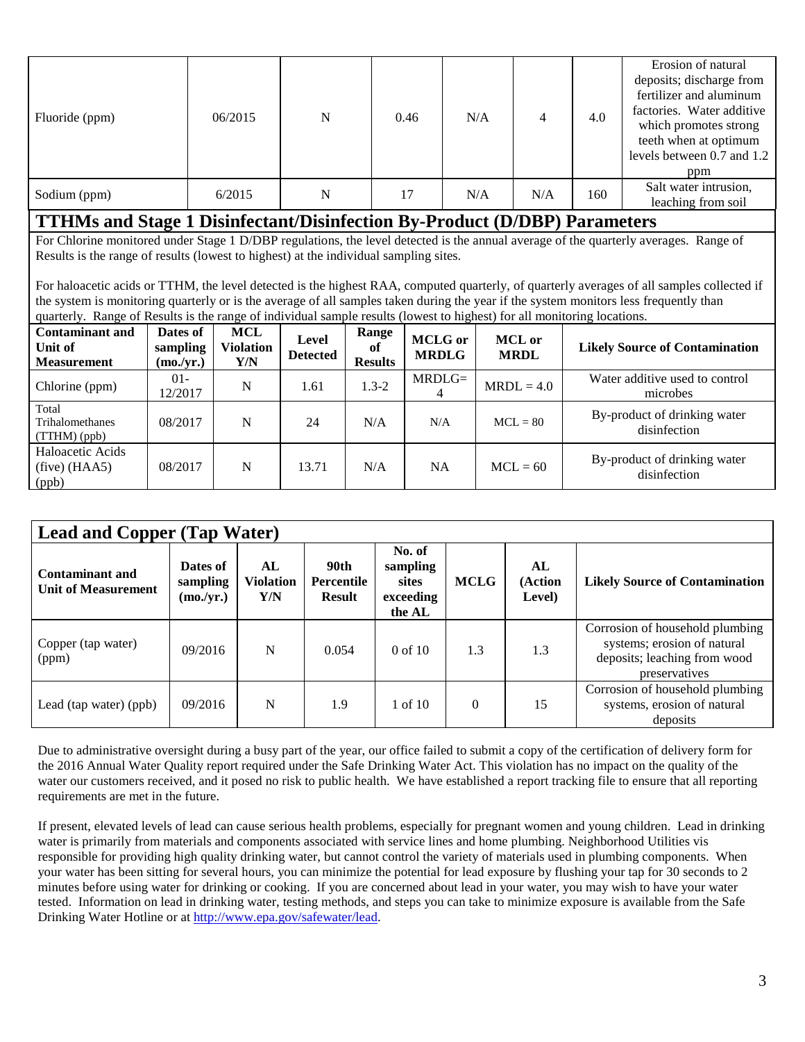| Fluoride (ppm) | 06/2015 | N | 0.46 | N/A | 4 | 4.0 | Erosion of natural deposits; discharge from fertilizer and aluminum factories. Water additive which promotes strong teeth when at optimum levels between 0.7 and 1.2 ppm |
|---|---|---|---|---|---|---|---|
| Sodium (ppm) | 6/2015 | N | 17 | N/A | N/A | 160 | Salt water intrusion, leaching from soil |

## TTHMs and Stage 1 Disinfectant/Disinfection By-Product (D/DBP) Parameters

For Chlorine monitored under Stage 1 D/DBP regulations, the level detected is the annual average of the quarterly averages. Range of Results is the range of results (lowest to highest) at the individual sampling sites.

For haloacetic acids or TTHM, the level detected is the highest RAA, computed quarterly, of quarterly averages of all samples collected if the system is monitoring quarterly or is the average of all samples taken during the year if the system monitors less frequently than quarterly. Range of Results is the range of individual sample results (lowest to highest) for all monitoring locations.

| Contaminant and Unit of Measurement | Dates of sampling (mo./yr.) | MCL Violation Y/N | Level Detected | Range of Results | MCLG or MRDLG | MCL or MRDL | Likely Source of Contamination |
|---|---|---|---|---|---|---|---|
| Chlorine (ppm) | 01-12/2017 | N | 1.61 | 1.3-2 | MRDLG= 4 | MRDL = 4.0 | Water additive used to control microbes |
| Total Trihalomethanes (TTHM) (ppb) | 08/2017 | N | 24 | N/A | N/A | MCL = 80 | By-product of drinking water disinfection |
| Haloacetic Acids (five) (HAA5) (ppb) | 08/2017 | N | 13.71 | N/A | NA | MCL = 60 | By-product of drinking water disinfection |

## Lead and Copper (Tap Water)

| Contaminant and Unit of Measurement | Dates of sampling (mo./yr.) | AL Violation Y/N | 90th Percentile Result | No. of sampling sites exceeding the AL | MCLG | AL (Action Level) | Likely Source of Contamination |
|---|---|---|---|---|---|---|---|
| Copper (tap water) (ppm) | 09/2016 | N | 0.054 | 0 of 10 | 1.3 | 1.3 | Corrosion of household plumbing systems; erosion of natural deposits; leaching from wood preservatives |
| Lead (tap water) (ppb) | 09/2016 | N | 1.9 | 1 of 10 | 0 | 15 | Corrosion of household plumbing systems, erosion of natural deposits |

Due to administrative oversight during a busy part of the year, our office failed to submit a copy of the certification of delivery form for the 2016 Annual Water Quality report required under the Safe Drinking Water Act. This violation has no impact on the quality of the water our customers received, and it posed no risk to public health. We have established a report tracking file to ensure that all reporting requirements are met in the future.

If present, elevated levels of lead can cause serious health problems, especially for pregnant women and young children. Lead in drinking water is primarily from materials and components associated with service lines and home plumbing. Neighborhood Utilities vis responsible for providing high quality drinking water, but cannot control the variety of materials used in plumbing components. When your water has been sitting for several hours, you can minimize the potential for lead exposure by flushing your tap for 30 seconds to 2 minutes before using water for drinking or cooking. If you are concerned about lead in your water, you may wish to have your water tested. Information on lead in drinking water, testing methods, and steps you can take to minimize exposure is available from the Safe Drinking Water Hotline or at http://www.epa.gov/safewater/lead.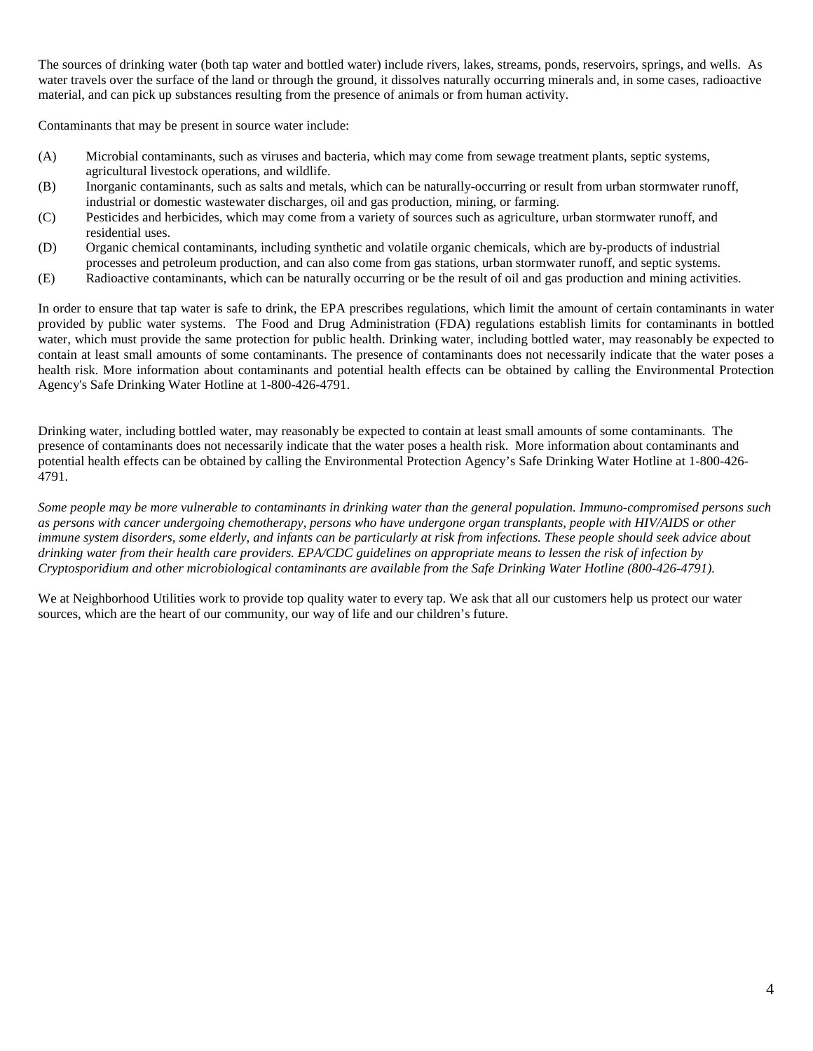The sources of drinking water (both tap water and bottled water) include rivers, lakes, streams, ponds, reservoirs, springs, and wells. As water travels over the surface of the land or through the ground, it dissolves naturally occurring minerals and, in some cases, radioactive material, and can pick up substances resulting from the presence of animals or from human activity.

Contaminants that may be present in source water include:

(A) Microbial contaminants, such as viruses and bacteria, which may come from sewage treatment plants, septic systems, agricultural livestock operations, and wildlife.

(B) Inorganic contaminants, such as salts and metals, which can be naturally-occurring or result from urban stormwater runoff, industrial or domestic wastewater discharges, oil and gas production, mining, or farming.

(C) Pesticides and herbicides, which may come from a variety of sources such as agriculture, urban stormwater runoff, and residential uses.

(D) Organic chemical contaminants, including synthetic and volatile organic chemicals, which are by-products of industrial processes and petroleum production, and can also come from gas stations, urban stormwater runoff, and septic systems.

(E) Radioactive contaminants, which can be naturally occurring or be the result of oil and gas production and mining activities.

In order to ensure that tap water is safe to drink, the EPA prescribes regulations, which limit the amount of certain contaminants in water provided by public water systems. The Food and Drug Administration (FDA) regulations establish limits for contaminants in bottled water, which must provide the same protection for public health. Drinking water, including bottled water, may reasonably be expected to contain at least small amounts of some contaminants. The presence of contaminants does not necessarily indicate that the water poses a health risk. More information about contaminants and potential health effects can be obtained by calling the Environmental Protection Agency's Safe Drinking Water Hotline at 1-800-426-4791.

Drinking water, including bottled water, may reasonably be expected to contain at least small amounts of some contaminants. The presence of contaminants does not necessarily indicate that the water poses a health risk. More information about contaminants and potential health effects can be obtained by calling the Environmental Protection Agency's Safe Drinking Water Hotline at 1-800-426-4791.

*Some people may be more vulnerable to contaminants in drinking water than the general population. Immuno-compromised persons such as persons with cancer undergoing chemotherapy, persons who have undergone organ transplants, people with HIV/AIDS or other immune system disorders, some elderly, and infants can be particularly at risk from infections. These people should seek advice about drinking water from their health care providers. EPA/CDC guidelines on appropriate means to lessen the risk of infection by Cryptosporidium and other microbiological contaminants are available from the Safe Drinking Water Hotline (800-426-4791).*

We at Neighborhood Utilities work to provide top quality water to every tap. We ask that all our customers help us protect our water sources, which are the heart of our community, our way of life and our children's future.